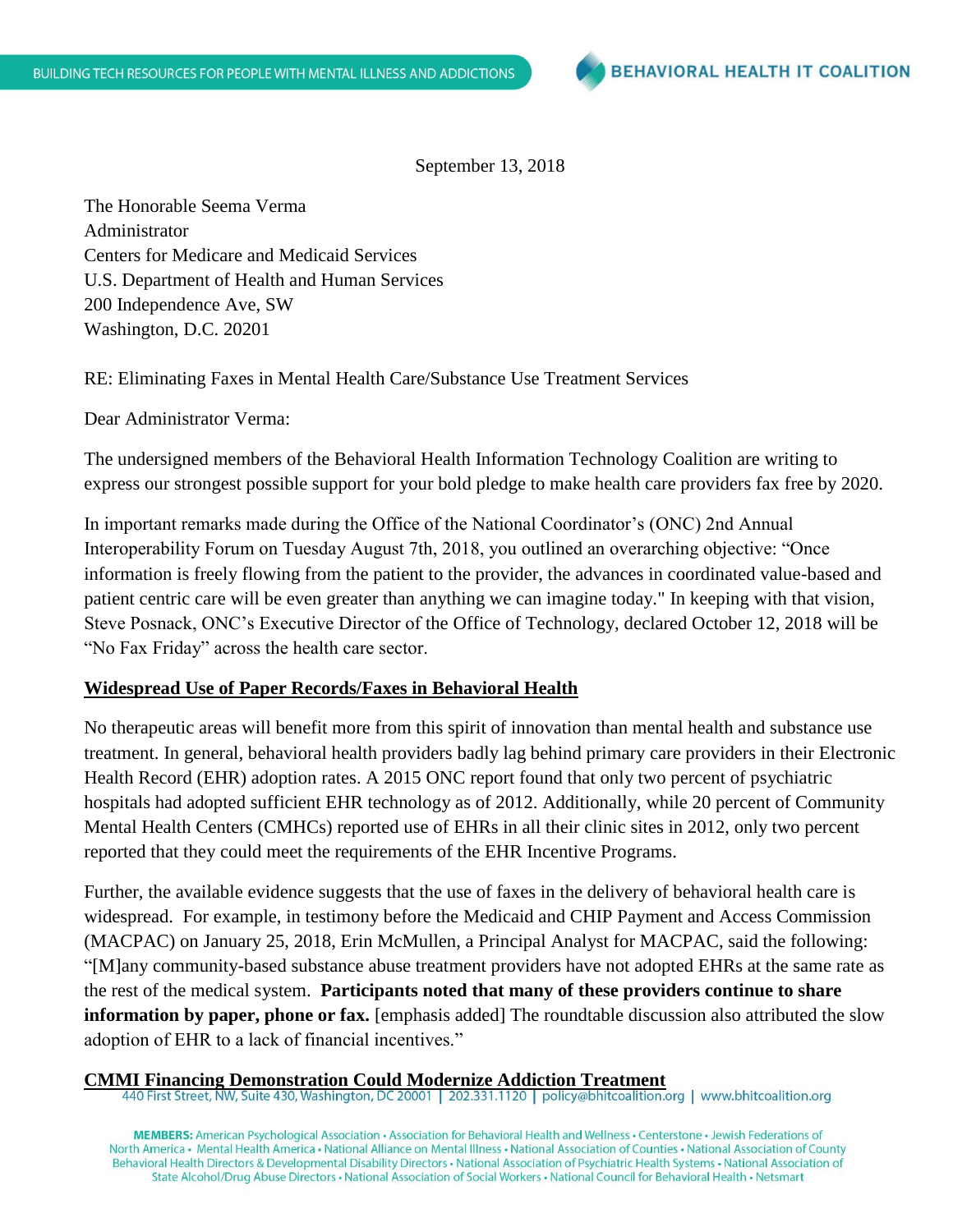September 13, 2018

The Honorable Seema Verma
Administrator
Centers for Medicare and Medicaid Services
U.S. Department of Health and Human Services
200 Independence Ave, SW
Washington, D.C. 20201

RE: Eliminating Faxes in Mental Health Care/Substance Use Treatment Services

Dear Administrator Verma:

The undersigned members of the Behavioral Health Information Technology Coalition are writing to express our strongest possible support for your bold pledge to make health care providers fax free by 2020.

In important remarks made during the Office of the National Coordinator's (ONC) 2nd Annual Interoperability Forum on Tuesday August 7th, 2018, you outlined an overarching objective: "Once information is freely flowing from the patient to the provider, the advances in coordinated value-based and patient centric care will be even greater than anything we can imagine today." In keeping with that vision, Steve Posnack, ONC's Executive Director of the Office of Technology, declared October 12, 2018 will be "No Fax Friday" across the health care sector.

## Widespread Use of Paper Records/Faxes in Behavioral Health

No therapeutic areas will benefit more from this spirit of innovation than mental health and substance use treatment. In general, behavioral health providers badly lag behind primary care providers in their Electronic Health Record (EHR) adoption rates. A 2015 ONC report found that only two percent of psychiatric hospitals had adopted sufficient EHR technology as of 2012. Additionally, while 20 percent of Community Mental Health Centers (CMHCs) reported use of EHRs in all their clinic sites in 2012, only two percent reported that they could meet the requirements of the EHR Incentive Programs.

Further, the available evidence suggests that the use of faxes in the delivery of behavioral health care is widespread. For example, in testimony before the Medicaid and CHIP Payment and Access Commission (MACPAC) on January 25, 2018, Erin McMullen, a Principal Analyst for MACPAC, said the following: "[M]any community-based substance abuse treatment providers have not adopted EHRs at the same rate as the rest of the medical system. **Participants noted that many of these providers continue to share information by paper, phone or fax.** [emphasis added] The roundtable discussion also attributed the slow adoption of EHR to a lack of financial incentives."

## CMMI Financing Demonstration Could Modernize Addiction Treatment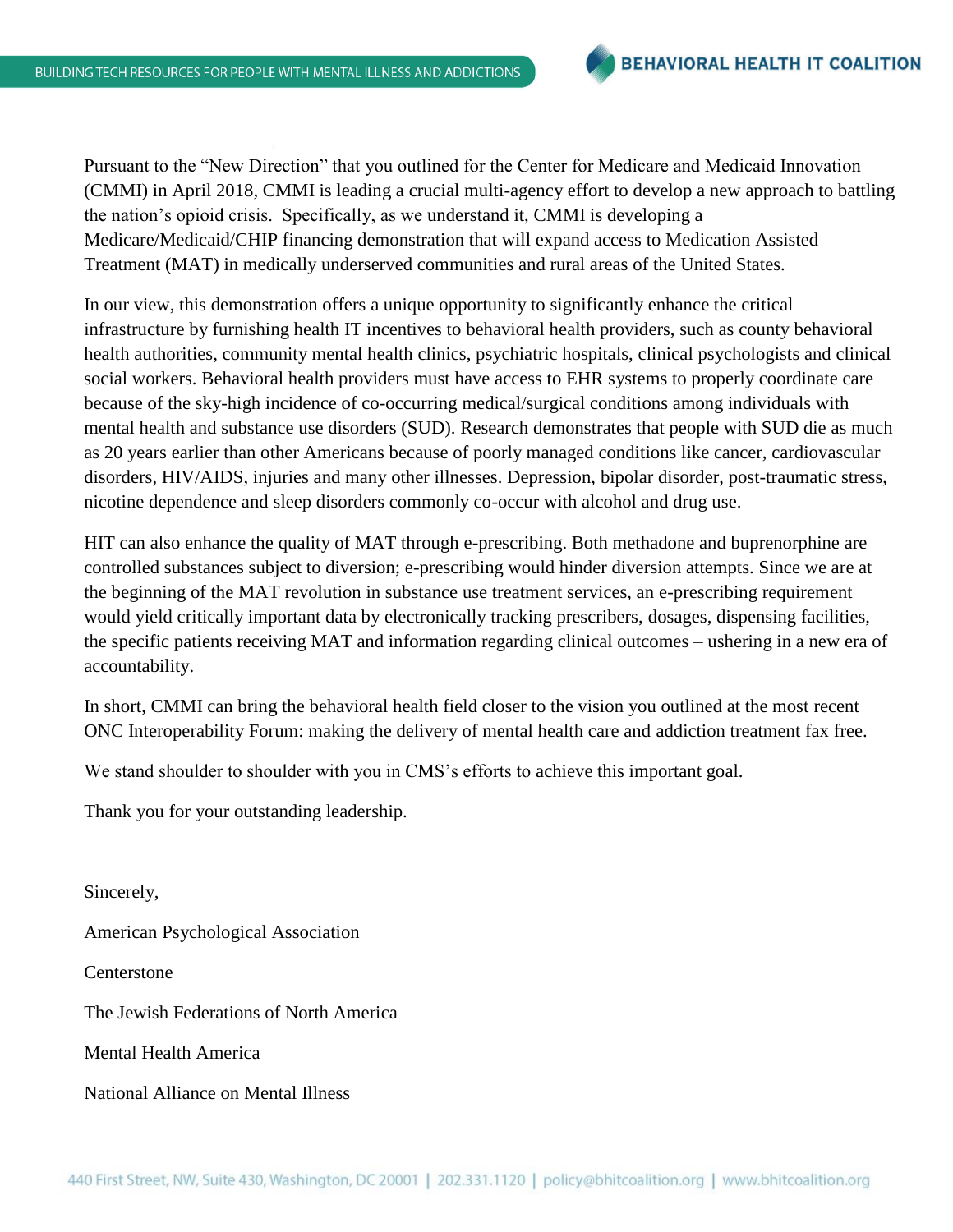Pursuant to the "New Direction" that you outlined for the Center for Medicare and Medicaid Innovation (CMMI) in April 2018, CMMI is leading a crucial multi-agency effort to develop a new approach to battling the nation's opioid crisis. Specifically, as we understand it, CMMI is developing a Medicare/Medicaid/CHIP financing demonstration that will expand access to Medication Assisted Treatment (MAT) in medically underserved communities and rural areas of the United States.

In our view, this demonstration offers a unique opportunity to significantly enhance the critical infrastructure by furnishing health IT incentives to behavioral health providers, such as county behavioral health authorities, community mental health clinics, psychiatric hospitals, clinical psychologists and clinical social workers. Behavioral health providers must have access to EHR systems to properly coordinate care because of the sky-high incidence of co-occurring medical/surgical conditions among individuals with mental health and substance use disorders (SUD). Research demonstrates that people with SUD die as much as 20 years earlier than other Americans because of poorly managed conditions like cancer, cardiovascular disorders, HIV/AIDS, injuries and many other illnesses. Depression, bipolar disorder, post-traumatic stress, nicotine dependence and sleep disorders commonly co-occur with alcohol and drug use.

HIT can also enhance the quality of MAT through e-prescribing. Both methadone and buprenorphine are controlled substances subject to diversion; e-prescribing would hinder diversion attempts. Since we are at the beginning of the MAT revolution in substance use treatment services, an e-prescribing requirement would yield critically important data by electronically tracking prescribers, dosages, dispensing facilities, the specific patients receiving MAT and information regarding clinical outcomes – ushering in a new era of accountability.

In short, CMMI can bring the behavioral health field closer to the vision you outlined at the most recent ONC Interoperability Forum: making the delivery of mental health care and addiction treatment fax free.

We stand shoulder to shoulder with you in CMS's efforts to achieve this important goal.

Thank you for your outstanding leadership.

Sincerely,

American Psychological Association

Centerstone

The Jewish Federations of North America

Mental Health America

National Alliance on Mental Illness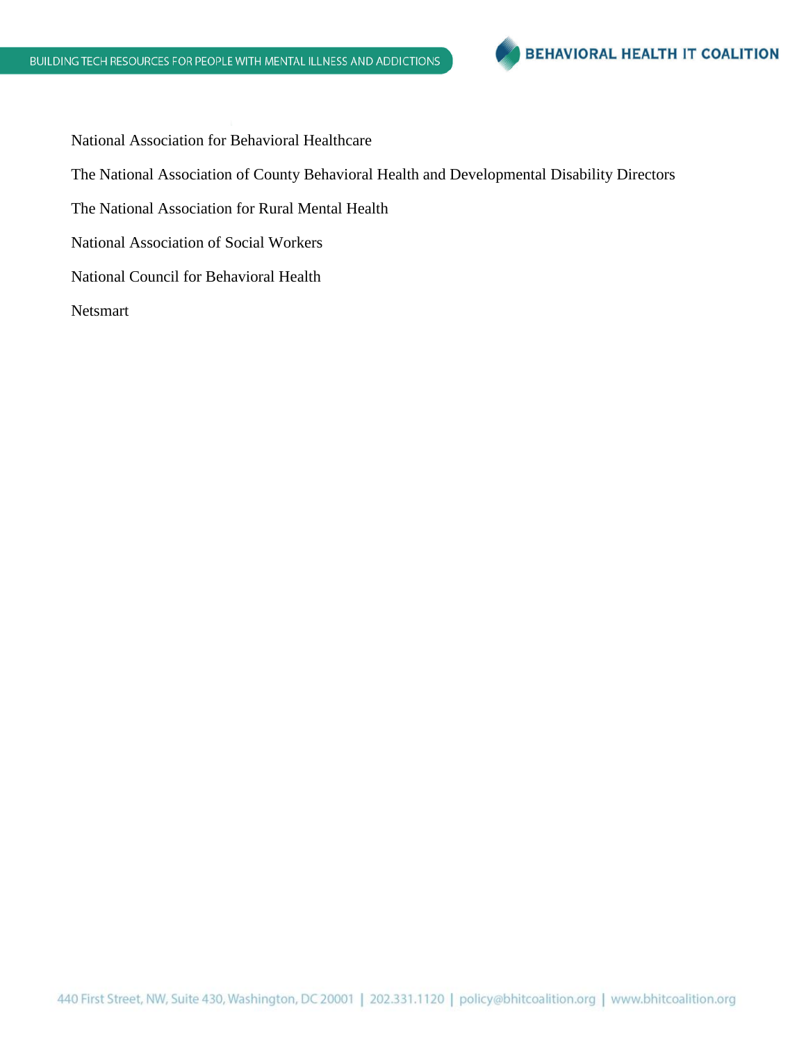National Association for Behavioral Healthcare

The National Association of County Behavioral Health and Developmental Disability Directors

The National Association for Rural Mental Health

National Association of Social Workers

National Council for Behavioral Health

Netsmart